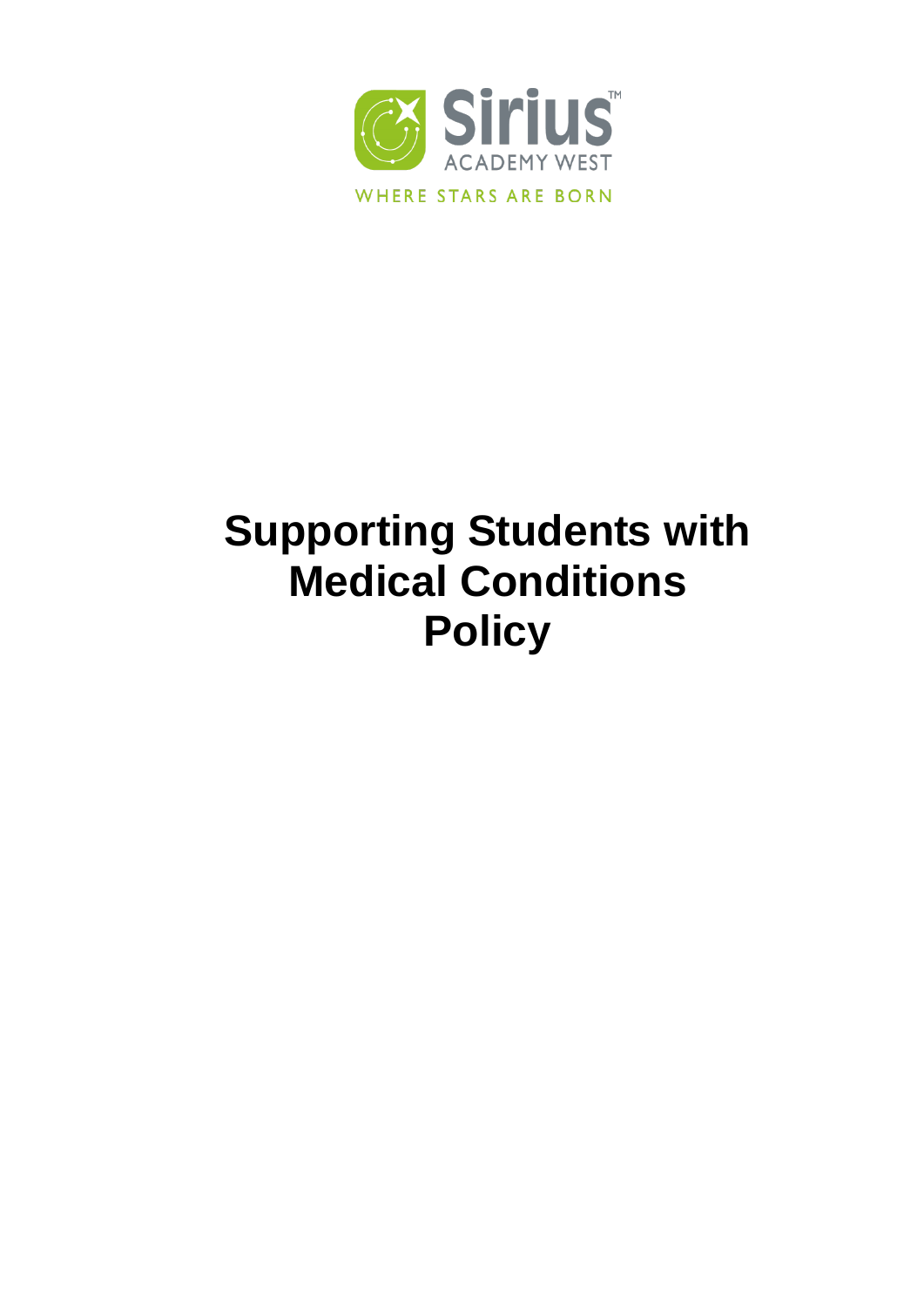Sirius™

ACADEMY WEST

WHERE STARS ARE BORN

# Supporting Students with Medical Conditions Policy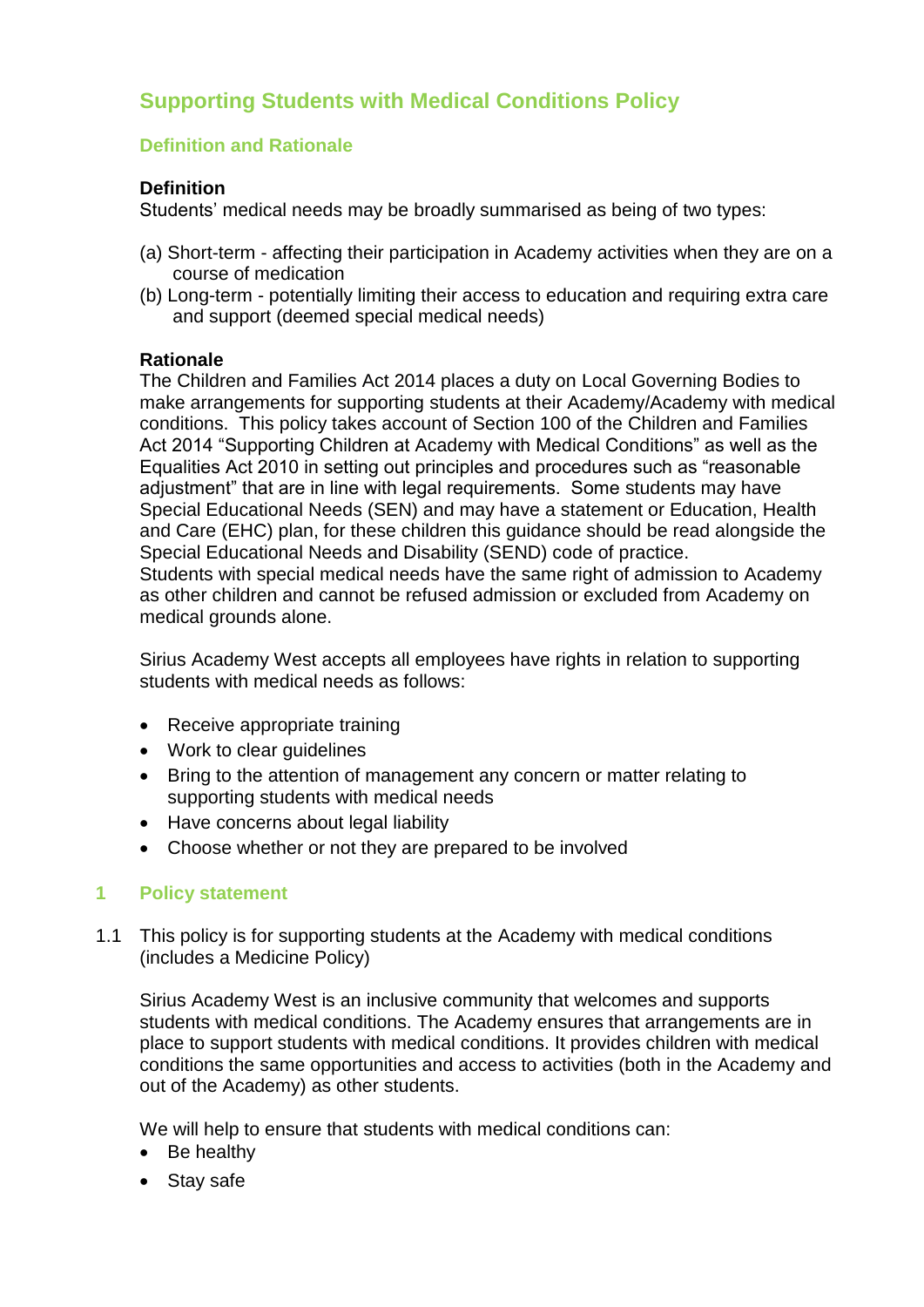# Supporting Students with Medical Conditions Policy

## Definition and Rationale

**Definition**

Students' medical needs may be broadly summarised as being of two types:

(a) Short-term - affecting their participation in Academy activities when they are on a course of medication

(b) Long-term - potentially limiting their access to education and requiring extra care and support (deemed special medical needs)

**Rationale**

The Children and Families Act 2014 places a duty on Local Governing Bodies to make arrangements for supporting students at their Academy/Academy with medical conditions. This policy takes account of Section 100 of the Children and Families Act 2014 "Supporting Children at Academy with Medical Conditions" as well as the Equalities Act 2010 in setting out principles and procedures such as "reasonable adjustment" that are in line with legal requirements. Some students may have Special Educational Needs (SEN) and may have a statement or Education, Health and Care (EHC) plan, for these children this guidance should be read alongside the Special Educational Needs and Disability (SEND) code of practice.
Students with special medical needs have the same right of admission to Academy as other children and cannot be refused admission or excluded from Academy on medical grounds alone.

Sirius Academy West accepts all employees have rights in relation to supporting students with medical needs as follows:

- Receive appropriate training
- Work to clear guidelines
- Bring to the attention of management any concern or matter relating to supporting students with medical needs
- Have concerns about legal liability
- Choose whether or not they are prepared to be involved

## 1 Policy statement

1.1 This policy is for supporting students at the Academy with medical conditions (includes a Medicine Policy)

Sirius Academy West is an inclusive community that welcomes and supports students with medical conditions. The Academy ensures that arrangements are in place to support students with medical conditions. It provides children with medical conditions the same opportunities and access to activities (both in the Academy and out of the Academy) as other students.

We will help to ensure that students with medical conditions can:

- Be healthy
- Stay safe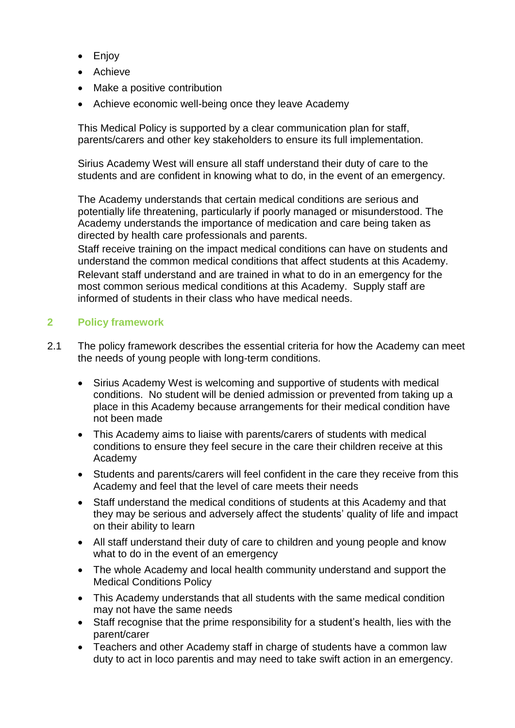- Enjoy
- Achieve
- Make a positive contribution
- Achieve economic well-being once they leave Academy

This Medical Policy is supported by a clear communication plan for staff, parents/carers and other key stakeholders to ensure its full implementation.

Sirius Academy West will ensure all staff understand their duty of care to the students and are confident in knowing what to do, in the event of an emergency.

The Academy understands that certain medical conditions are serious and potentially life threatening, particularly if poorly managed or misunderstood. The Academy understands the importance of medication and care being taken as directed by health care professionals and parents.
Staff receive training on the impact medical conditions can have on students and understand the common medical conditions that affect students at this Academy.
Relevant staff understand and are trained in what to do in an emergency for the most common serious medical conditions at this Academy. Supply staff are informed of students in their class who have medical needs.

## 2 Policy framework

2.1 The policy framework describes the essential criteria for how the Academy can meet the needs of young people with long-term conditions.

- Sirius Academy West is welcoming and supportive of students with medical conditions. No student will be denied admission or prevented from taking up a place in this Academy because arrangements for their medical condition have not been made
- This Academy aims to liaise with parents/carers of students with medical conditions to ensure they feel secure in the care their children receive at this Academy
- Students and parents/carers will feel confident in the care they receive from this Academy and feel that the level of care meets their needs
- Staff understand the medical conditions of students at this Academy and that they may be serious and adversely affect the students' quality of life and impact on their ability to learn
- All staff understand their duty of care to children and young people and know what to do in the event of an emergency
- The whole Academy and local health community understand and support the Medical Conditions Policy
- This Academy understands that all students with the same medical condition may not have the same needs
- Staff recognise that the prime responsibility for a student's health, lies with the parent/carer
- Teachers and other Academy staff in charge of students have a common law duty to act in loco parentis and may need to take swift action in an emergency.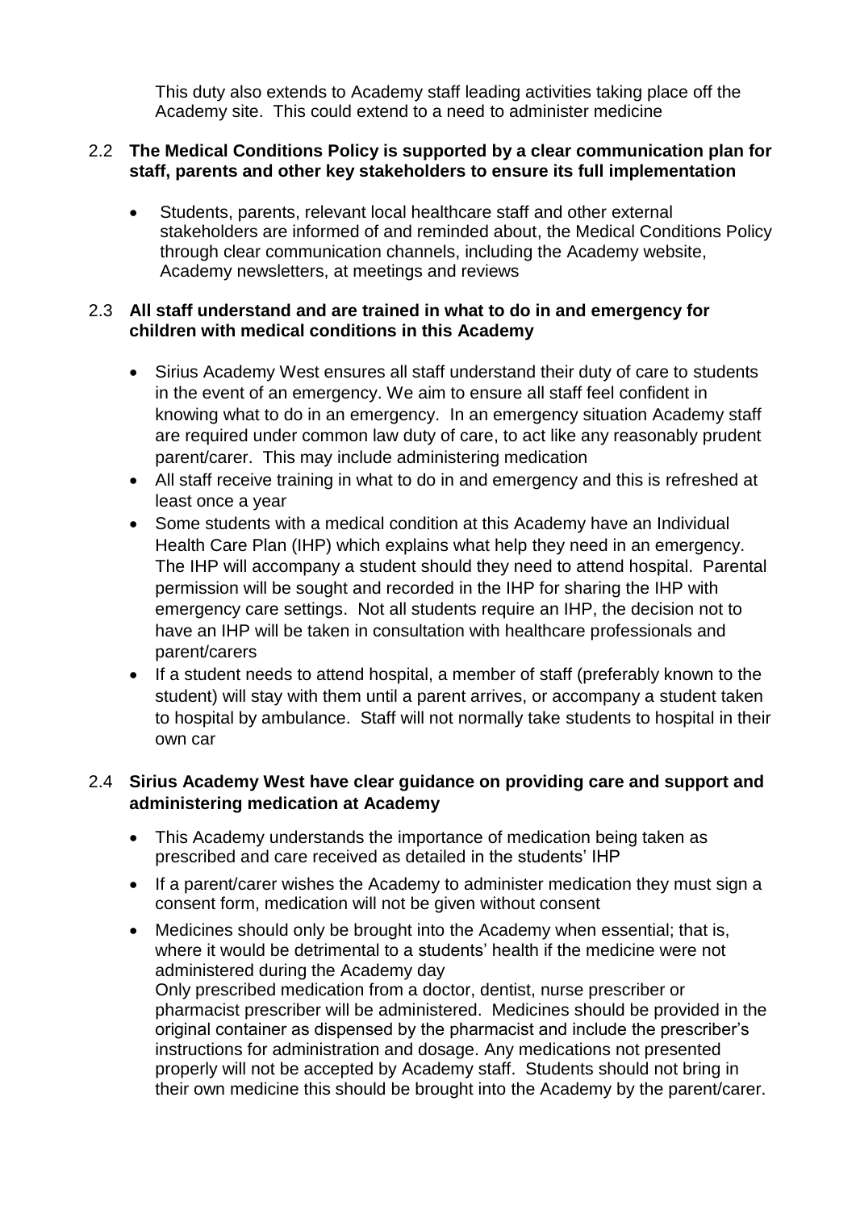This duty also extends to Academy staff leading activities taking place off the Academy site. This could extend to a need to administer medicine

2.2 **The Medical Conditions Policy is supported by a clear communication plan for staff, parents and other key stakeholders to ensure its full implementation**

- Students, parents, relevant local healthcare staff and other external stakeholders are informed of and reminded about, the Medical Conditions Policy through clear communication channels, including the Academy website, Academy newsletters, at meetings and reviews

2.3 **All staff understand and are trained in what to do in and emergency for children with medical conditions in this Academy**

- Sirius Academy West ensures all staff understand their duty of care to students in the event of an emergency. We aim to ensure all staff feel confident in knowing what to do in an emergency. In an emergency situation Academy staff are required under common law duty of care, to act like any reasonably prudent parent/carer. This may include administering medication
- All staff receive training in what to do in and emergency and this is refreshed at least once a year
- Some students with a medical condition at this Academy have an Individual Health Care Plan (IHP) which explains what help they need in an emergency. The IHP will accompany a student should they need to attend hospital. Parental permission will be sought and recorded in the IHP for sharing the IHP with emergency care settings. Not all students require an IHP, the decision not to have an IHP will be taken in consultation with healthcare professionals and parent/carers
- If a student needs to attend hospital, a member of staff (preferably known to the student) will stay with them until a parent arrives, or accompany a student taken to hospital by ambulance. Staff will not normally take students to hospital in their own car

2.4 **Sirius Academy West have clear guidance on providing care and support and administering medication at Academy**

- This Academy understands the importance of medication being taken as prescribed and care received as detailed in the students' IHP
- If a parent/carer wishes the Academy to administer medication they must sign a consent form, medication will not be given without consent
- Medicines should only be brought into the Academy when essential; that is, where it would be detrimental to a students' health if the medicine were not administered during the Academy day
  Only prescribed medication from a doctor, dentist, nurse prescriber or pharmacist prescriber will be administered. Medicines should be provided in the original container as dispensed by the pharmacist and include the prescriber's instructions for administration and dosage. Any medications not presented properly will not be accepted by Academy staff. Students should not bring in their own medicine this should be brought into the Academy by the parent/carer.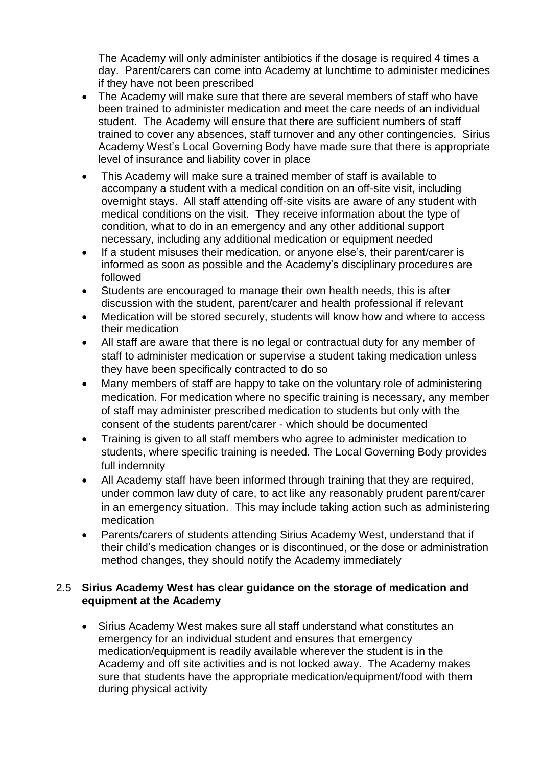The Academy will only administer antibiotics if the dosage is required 4 times a day. Parent/carers can come into Academy at lunchtime to administer medicines if they have not been prescribed

- The Academy will make sure that there are several members of staff who have been trained to administer medication and meet the care needs of an individual student. The Academy will ensure that there are sufficient numbers of staff trained to cover any absences, staff turnover and any other contingencies. Sirius Academy West's Local Governing Body have made sure that there is appropriate level of insurance and liability cover in place
- This Academy will make sure a trained member of staff is available to accompany a student with a medical condition on an off-site visit, including overnight stays. All staff attending off-site visits are aware of any student with medical conditions on the visit. They receive information about the type of condition, what to do in an emergency and any other additional support necessary, including any additional medication or equipment needed
- If a student misuses their medication, or anyone else's, their parent/carer is informed as soon as possible and the Academy's disciplinary procedures are followed
- Students are encouraged to manage their own health needs, this is after discussion with the student, parent/carer and health professional if relevant
- Medication will be stored securely, students will know how and where to access their medication
- All staff are aware that there is no legal or contractual duty for any member of staff to administer medication or supervise a student taking medication unless they have been specifically contracted to do so
- Many members of staff are happy to take on the voluntary role of administering medication. For medication where no specific training is necessary, any member of staff may administer prescribed medication to students but only with the consent of the students parent/carer - which should be documented
- Training is given to all staff members who agree to administer medication to students, where specific training is needed. The Local Governing Body provides full indemnity
- All Academy staff have been informed through training that they are required, under common law duty of care, to act like any reasonably prudent parent/carer in an emergency situation. This may include taking action such as administering medication
- Parents/carers of students attending Sirius Academy West, understand that if their child's medication changes or is discontinued, or the dose or administration method changes, they should notify the Academy immediately

### 2.5 **Sirius Academy West has clear guidance on the storage of medication and equipment at the Academy**

- Sirius Academy West makes sure all staff understand what constitutes an emergency for an individual student and ensures that emergency medication/equipment is readily available wherever the student is in the Academy and off site activities and is not locked away. The Academy makes sure that students have the appropriate medication/equipment/food with them during physical activity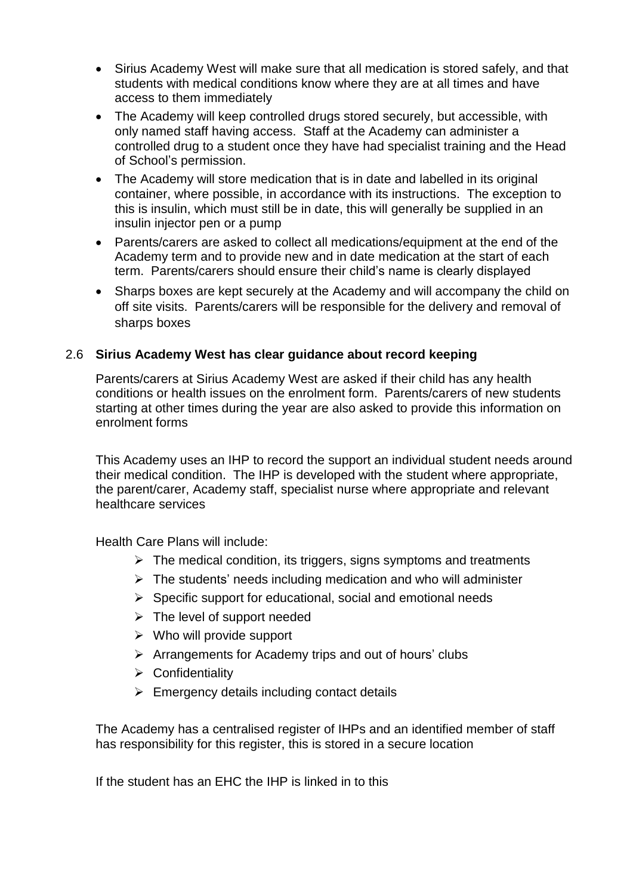- Sirius Academy West will make sure that all medication is stored safely, and that students with medical conditions know where they are at all times and have access to them immediately
- The Academy will keep controlled drugs stored securely, but accessible, with only named staff having access. Staff at the Academy can administer a controlled drug to a student once they have had specialist training and the Head of School's permission.
- The Academy will store medication that is in date and labelled in its original container, where possible, in accordance with its instructions. The exception to this is insulin, which must still be in date, this will generally be supplied in an insulin injector pen or a pump
- Parents/carers are asked to collect all medications/equipment at the end of the Academy term and to provide new and in date medication at the start of each term. Parents/carers should ensure their child's name is clearly displayed
- Sharps boxes are kept securely at the Academy and will accompany the child on off site visits. Parents/carers will be responsible for the delivery and removal of sharps boxes

### 2.6 Sirius Academy West has clear guidance about record keeping

Parents/carers at Sirius Academy West are asked if their child has any health conditions or health issues on the enrolment form. Parents/carers of new students starting at other times during the year are also asked to provide this information on enrolment forms

This Academy uses an IHP to record the support an individual student needs around their medical condition. The IHP is developed with the student where appropriate, the parent/carer, Academy staff, specialist nurse where appropriate and relevant healthcare services

Health Care Plans will include:

- The medical condition, its triggers, signs symptoms and treatments
- The students' needs including medication and who will administer
- Specific support for educational, social and emotional needs
- The level of support needed
- Who will provide support
- Arrangements for Academy trips and out of hours' clubs
- Confidentiality
- Emergency details including contact details

The Academy has a centralised register of IHPs and an identified member of staff has responsibility for this register, this is stored in a secure location

If the student has an EHC the IHP is linked in to this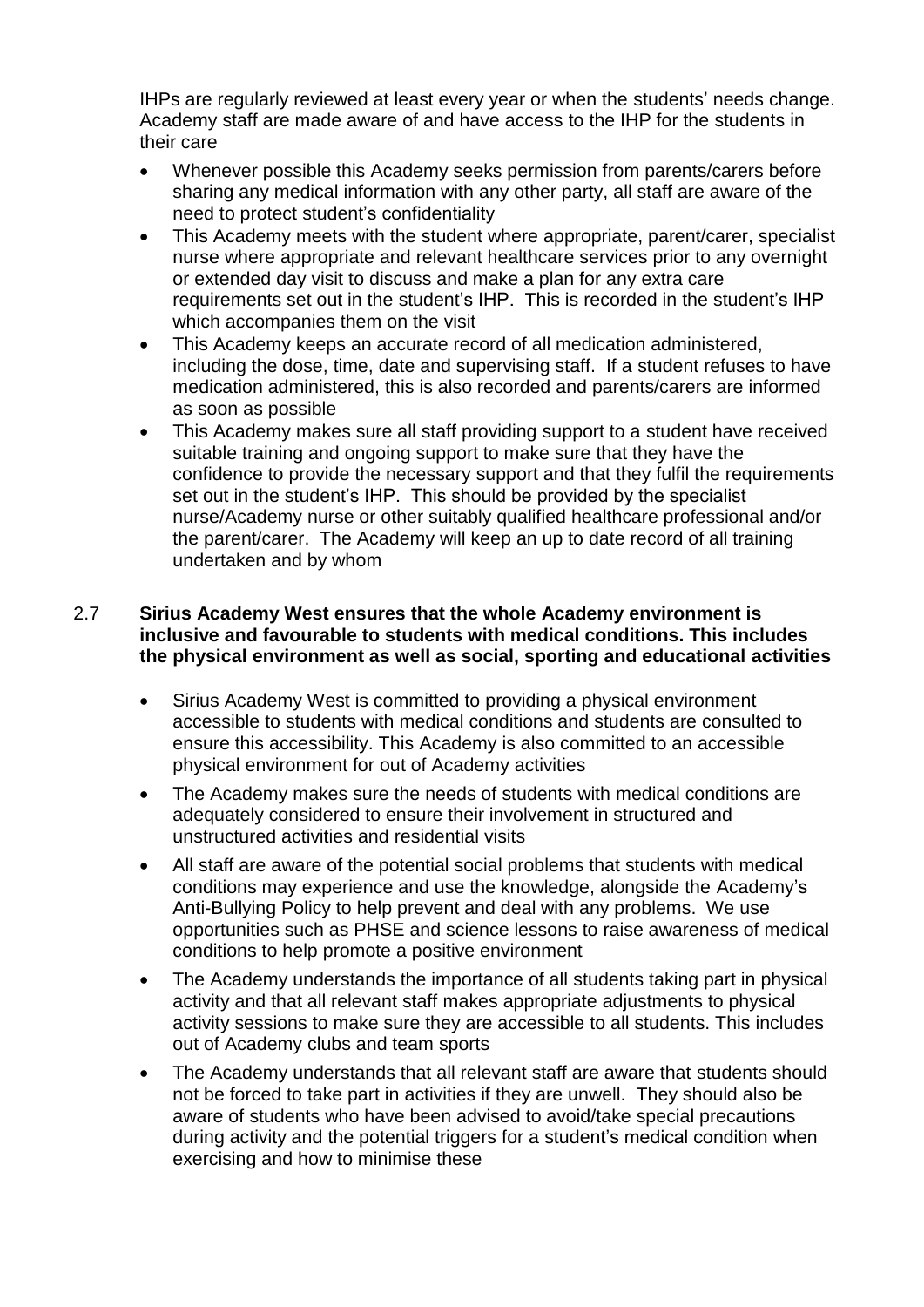IHPs are regularly reviewed at least every year or when the students' needs change. Academy staff are made aware of and have access to the IHP for the students in their care

- Whenever possible this Academy seeks permission from parents/carers before sharing any medical information with any other party, all staff are aware of the need to protect student's confidentiality
- This Academy meets with the student where appropriate, parent/carer, specialist nurse where appropriate and relevant healthcare services prior to any overnight or extended day visit to discuss and make a plan for any extra care requirements set out in the student's IHP. This is recorded in the student's IHP which accompanies them on the visit
- This Academy keeps an accurate record of all medication administered, including the dose, time, date and supervising staff. If a student refuses to have medication administered, this is also recorded and parents/carers are informed as soon as possible
- This Academy makes sure all staff providing support to a student have received suitable training and ongoing support to make sure that they have the confidence to provide the necessary support and that they fulfil the requirements set out in the student's IHP. This should be provided by the specialist nurse/Academy nurse or other suitably qualified healthcare professional and/or the parent/carer. The Academy will keep an up to date record of all training undertaken and by whom

**2.7 Sirius Academy West ensures that the whole Academy environment is inclusive and favourable to students with medical conditions. This includes the physical environment as well as social, sporting and educational activities**

- Sirius Academy West is committed to providing a physical environment accessible to students with medical conditions and students are consulted to ensure this accessibility. This Academy is also committed to an accessible physical environment for out of Academy activities
- The Academy makes sure the needs of students with medical conditions are adequately considered to ensure their involvement in structured and unstructured activities and residential visits
- All staff are aware of the potential social problems that students with medical conditions may experience and use the knowledge, alongside the Academy's Anti-Bullying Policy to help prevent and deal with any problems. We use opportunities such as PHSE and science lessons to raise awareness of medical conditions to help promote a positive environment
- The Academy understands the importance of all students taking part in physical activity and that all relevant staff makes appropriate adjustments to physical activity sessions to make sure they are accessible to all students. This includes out of Academy clubs and team sports
- The Academy understands that all relevant staff are aware that students should not be forced to take part in activities if they are unwell. They should also be aware of students who have been advised to avoid/take special precautions during activity and the potential triggers for a student's medical condition when exercising and how to minimise these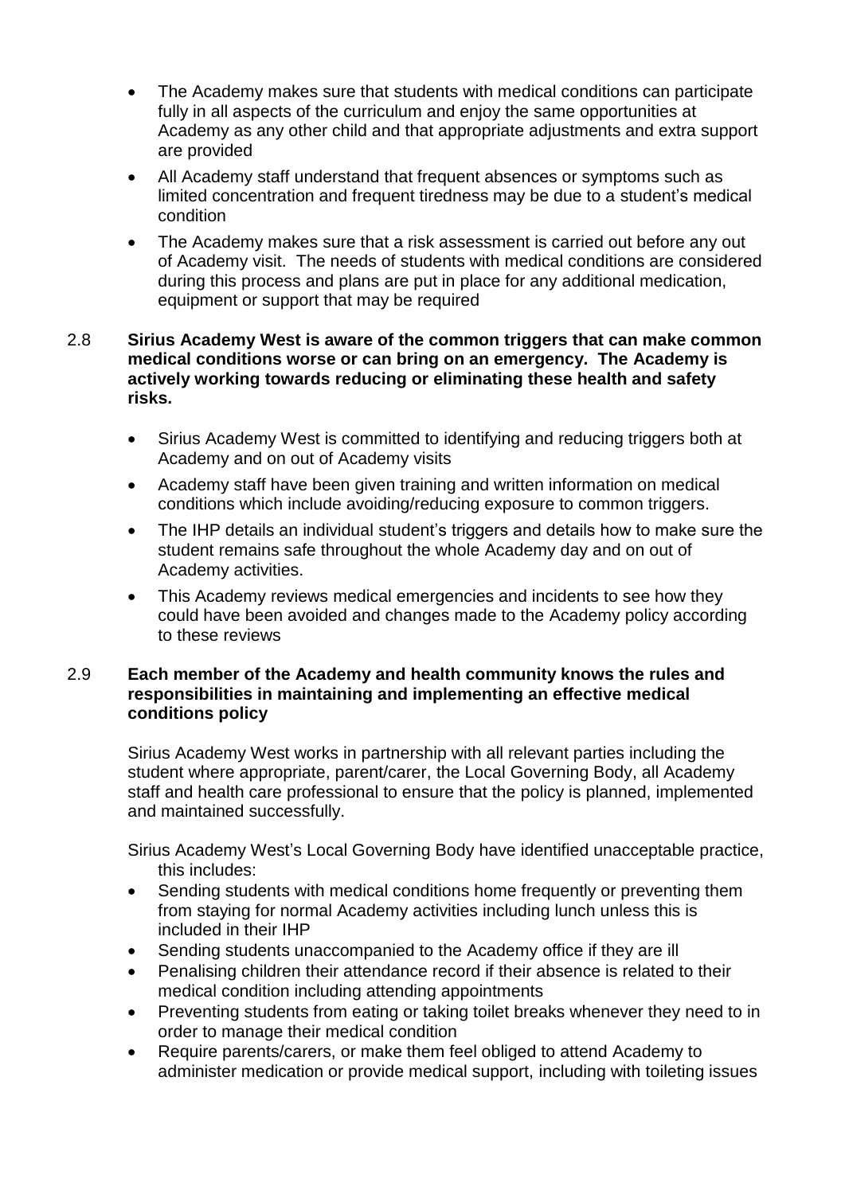- The Academy makes sure that students with medical conditions can participate fully in all aspects of the curriculum and enjoy the same opportunities at Academy as any other child and that appropriate adjustments and extra support are provided
- All Academy staff understand that frequent absences or symptoms such as limited concentration and frequent tiredness may be due to a student's medical condition
- The Academy makes sure that a risk assessment is carried out before any out of Academy visit. The needs of students with medical conditions are considered during this process and plans are put in place for any additional medication, equipment or support that may be required

2.8 **Sirius Academy West is aware of the common triggers that can make common medical conditions worse or can bring on an emergency. The Academy is actively working towards reducing or eliminating these health and safety risks.**

- Sirius Academy West is committed to identifying and reducing triggers both at Academy and on out of Academy visits
- Academy staff have been given training and written information on medical conditions which include avoiding/reducing exposure to common triggers.
- The IHP details an individual student's triggers and details how to make sure the student remains safe throughout the whole Academy day and on out of Academy activities.
- This Academy reviews medical emergencies and incidents to see how they could have been avoided and changes made to the Academy policy according to these reviews

2.9 **Each member of the Academy and health community knows the rules and responsibilities in maintaining and implementing an effective medical conditions policy**

Sirius Academy West works in partnership with all relevant parties including the student where appropriate, parent/carer, the Local Governing Body, all Academy staff and health care professional to ensure that the policy is planned, implemented and maintained successfully.

Sirius Academy West's Local Governing Body have identified unacceptable practice, this includes:

- Sending students with medical conditions home frequently or preventing them from staying for normal Academy activities including lunch unless this is included in their IHP
- Sending students unaccompanied to the Academy office if they are ill
- Penalising children their attendance record if their absence is related to their medical condition including attending appointments
- Preventing students from eating or taking toilet breaks whenever they need to in order to manage their medical condition
- Require parents/carers, or make them feel obliged to attend Academy to administer medication or provide medical support, including with toileting issues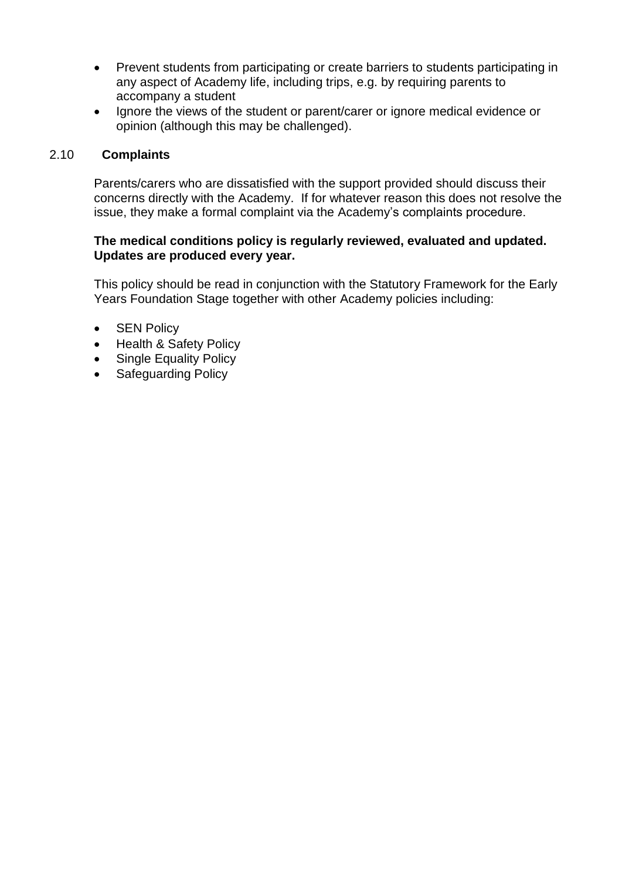- Prevent students from participating or create barriers to students participating in any aspect of Academy life, including trips, e.g. by requiring parents to accompany a student
- Ignore the views of the student or parent/carer or ignore medical evidence or opinion (although this may be challenged).

### 2.10 Complaints

Parents/carers who are dissatisfied with the support provided should discuss their concerns directly with the Academy. If for whatever reason this does not resolve the issue, they make a formal complaint via the Academy's complaints procedure.

**The medical conditions policy is regularly reviewed, evaluated and updated. Updates are produced every year.**

This policy should be read in conjunction with the Statutory Framework for the Early Years Foundation Stage together with other Academy policies including:

- SEN Policy
- Health & Safety Policy
- Single Equality Policy
- Safeguarding Policy